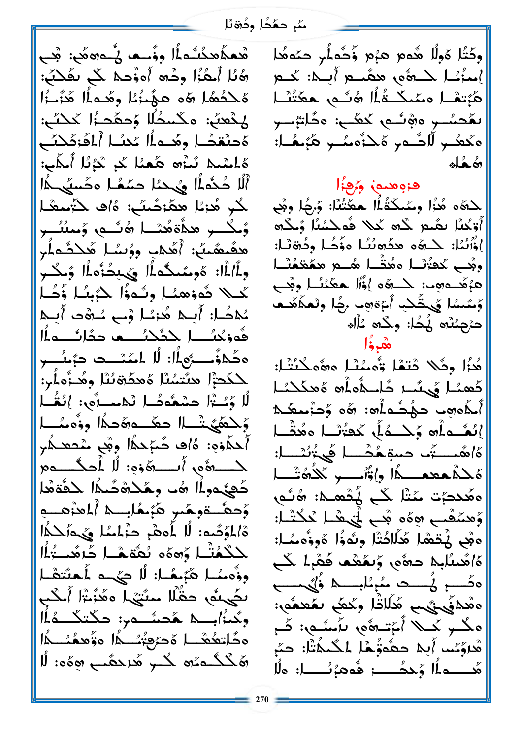وكَتُا هَولًا هُدوم هرُم ؤَحُماُر حنَهمُا إمنُنُا لحـهُوں هِمَّـم أَبـهْ: كـم هَبُتهْـا ومَمكــةُاُا هُنُـم حعَتُنُـا لمُحسُــر ەهِّنُـم كَحُــه: ەحّاتِرُّـــر ەكَعُـــر لَاحُـــەر ەَكِنْهمُـــر هَبَـهُـا: هُـحُا

## فزوهما وَرِجزُا

لِحەە هُزُا ومُمكّةُاُا حعَّتُنَا: وَرِحُا وِهْى أَوَحُنَا بِمُـم كْـه كَلا هُەكْسُنَا وُـكْه إِوُاتُنَا: كـهُو هدُهوبُنَا ەوُحُا ودُةِنَا: وهْــى كَعُزُنَـا ەهُـتْـا هُــم هھُمْعهُـنَـا هزُهُـەهـ: كـهُە إِوُاا حكَتُنَـا وهْـى وُمَّمِنُا وَيـجُحْـبِ أَحْزةهم رِكُا وِنُعكَهّـه حرْحِنُنُه لُمُا: وكُنه مُالُم

## هْبِوُا

هُزُا وثَلا دُتهْا زُّومُنْا ەهُەكُنُـنُـا: كَعنُـا وَيـمُنُـا كَاـلْمُهاُه ەَحكَكِنُـا أَلَمُهِـد حهُمُـواُه: هُو وَحزُمكَـط إِنُـمُـاُه وُكُـمُاً كَعزُنْـا ەهُتُـا ەَاهُـمِـتُن حسِمُحْـا فَيـرُّنُـنُـا: ەكْلُعمعـــكُا وإوُّاــــــر كَلاَهُمُتَـا ەهُحدكرُت مَتَّا كَـب لُمعـهْ: هُنُـه وُهمَنُفْـب هِهُو هْبِ لِيُعْـا تَكْتُـا: ەهْـى لِمُقهْا هُلَاحُنْا ونُـهُوُا ەُوِؤُهمُـا: ەَاهُسُلِبِط حِهُو وُبعُمُعُه فَحْبِا كَـب ەحُــبِ لُـــڡ مُبِرُنَلِبــط فُلُّيـــب ەهْطفُيَتِيّب هَلَاَثُا وكَعَكَى بِهُعمُه: ەكُــر كَــلا أُمَّتـهُّە بِأَسِّـە: كَـم هَدوَمُس أَبِط حعُّەوُّهْا لمُلْكَاتَا: حهَ هُـــەاُا وَحكُـــــز فُەحرُنـــــا: ەلُا

قهماهىكُنُماُا وؤُسعا لُّـەەهّ: هْبِ هُلُا أَحُزُا وكْو أُهؤُحِط كَى بِفُكُنَى: ەَكْحُمُا هُو هِهُّمزُنُا وهُـمـاُا هَزُـزُا لِمُعنَى: ەكْسِكُلَا وُحمَّحِـزُا كَكِلَتَى: ەَحنْـمْحْـا وهُـماُا كَحنَـا أَاهُزكَلِتَى ەُاسُـهـ تَـزْه هُعنُا كَب كِرُبُا أَمكْبى: أَلَا حُثْماُا وَيحِنُا حسَمُا ەكْسِّمكُا كُـر هُزنُا هحَزكَمتَى: ەُاف كَتْمِعْـا وُكُـــر هِدُّةهُـنُـا هُـنُـه وُمِنُنُـــر هِعُّـمَّـمتَى: أَهَٰذِب وؤُسُـا هُكحُـماُر ولَاُاُا: ەَوِمُمكُماُا وَيحُزُواُا وُكُـر كَـلا فُەؤهمُـا ونُـهُوُا كِرُبِنُـا ؤُكُـا مُكَكُـا: أَبِط هُزنُـا ؤْب مُـهْد أَبِـط فُەوْكُتُـــا كِكْكِنُـــم حكَاتُــــماُا ەحَمؤُــــرَّواُا: لَا لمَمْتِــد حرْبِنُــــر كِكْحِتْا هتَسُلْا ەَهحَّةنُلْا وهُـزُهاُر: لَا وَبُـتْا حشْهُوكُـا نُاهمـزُّە: إِنُـفُـا وَكِكَهَّيـتْـا حعَكـوهُحِكُا وؤُهمُـنُـا أَحكَّوه: ەُاف كَبَّحِكُا وهْى مُحعِكُر كــــهُوه أَســـعُوه: لَا أَحكَـــعــوم كُهيُوواُا هُــ ومُكِدُهكَمكُا كِقُةُهُا وُحـعُـــةوهُبِ هَبُـعُـلِبــط أَلَمعزمـــه ەُالمُوَتَــه: لَا أَوهْرِ حِزْلمُمُا وَيهَاكِكُا لِكْكُتْـا وُهوَه بُعُهْـا كَزهُمــتُزَاُا وؤُهمُـا هَبُـعُـا: لَا حيِّــه أَحِمتُعْـا تَحَيهُه حِقُلَا منَتِيْهِ ەهُزَتْزا أَحكْب وكُنُزْابِــط حكِـنُــــەز: حكْتكُــمُاُا ەحُاتعُعْـا ەَحرْفِتْنُـكُا ەتُهمُنُـكُا هَكْكْــمَه كُـــر هَاحقُـب هِەَه: لَا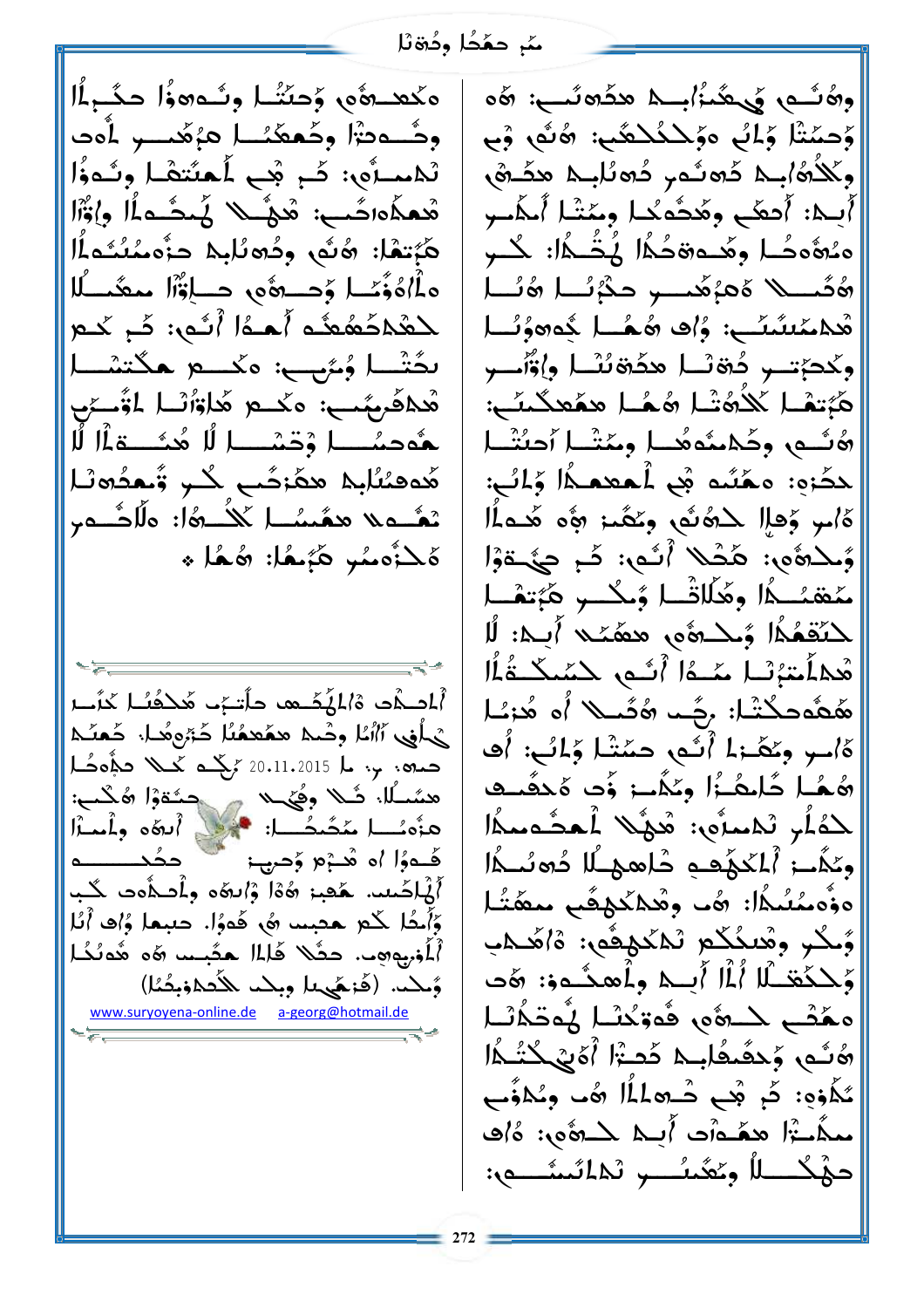ܘܗܢܘܢ ܕܡܫܝܚܐܝܬ ܡܬܩܪܝܢ: ܗܘ
ܕܡܫܝܚܐ ܕܠܐ ܘܠܟܠܗܘܢ: ܗܢܘܢ ܕܝ
ܘܠܐܠܗܐܝܬ ܕܗܢܘܢ ܕܡܫܝܚܐ ܡܫܬܡܥܝܢ
ܐܝܟ: ܐܢܫܝ ܘܡܫܡܫܢܐ ܘܡܢܬܐ ܐܝܟܢ
ܘܡܗܘܢܐ ܘܡܫܬܘܕܥܐ ܠܓܒܐ: ܠܟܢ
ܗܘܦܠ ܕܡܕܪܢܐ ܒܬܪܘܢܐ ܗܘܢܐ
ܡܫܡܫܢܘܬܐ: ܘܐܦ ܗܘܢܐ ܫܡܝܢܝܐ
ܘܠܟܢܫܐ ܕܝܢܐ ܡܕܒܪܢܐ ܘܐܪ̈ܙܐ
ܦܪ̈ܝܫܐ ܠܐܠܗܘܬܐ ܗܘܢܐ ܡܫܡܫܢܘܬܐ:
ܗܢܘܢ ܘܕܡܫܡܫܢܐ ܘܡܢܬܐ ܐܡܝܢܬܐ
ܠܡܫܬܐ: ܡܫܝܚܐ ܕܝ ܐܠܗܝܐ ܕܠܐ:
ܕܐܝܬ ܕܥܠܬܐ ܠܗܢܘܢ ܘܡܫܝܚ ܗܘ ܡܫܒܥܐ
ܘܠܗܘܢ: ܗܫܬܐ ܐܢܘܢ: ܟܕ ܕܝܢܩܘܬܐ
ܡܫܡܫܢܐ ܘܫܠܝܚܐ ܘܡܠܟܐ ܦܪ̈ܝܫܬܐ
ܠܢܩܦܐ ܘܡܠܗܘܢ ܡܫܡܫ ܐܝܟ: ܠܐ
ܡܬܐܡܪܢܐ ܡܢܐ ܐܢܘܢ ܠܡܫܡܫܬܐ
ܡܫܡܫܢܘܬܐ: ܪܟܒ ܗܘܫܠ ܐܘ ܡܪܢܐ
ܕܐܝܬ ܘܡܫܪܐ ܐܢܘܢ ܕܡܫܬܐ ܕܠܐ: ܐܦ
ܗܢܐ ܕܐܠܗܐ ܘܡܟܐ: ܘܦ ܘܡܫܡܫ
ܠܟܠܗܝܢ ܠܡܫܬܘܕܝܢ: ܡܫܝܚܐ ܠܐܠܗܘܬܐ
ܘܡܟܐ: ܐܠܗܘܬܐ ܕܐܠܗܝܐ ܕܡܢܫܢܐ
ܘܪܘܚܢܝܐ: ܗܘ ܘܡܫܠܡܢܐ ܡܫܡܫܢܐ
ܘܡܠܐ ܘܡܫܝܚܐ ܠܡܫܡܫܢܐ: ܕܐܬܐ
ܘܠܡܫܬܐ ܐܠܐ ܐܝܟ ܘܐܫܬܘ: ܗܘ
ܘܡܫܒܚ ܠܗܘܢ ܦܘܪܩܢܐ ܠܡܫܝܚܐ
ܗܢܘܢ ܕܡܫܡܫܢܐ ܟܕܘ ܐܘܪ̈ܚܬܐ
ܟܠܗ: ܟܕ ܕܝ ܫܘܠܛܢܐ ܗܘ ܘܡܠܟܘܬ
ܡܠܐܟܐ ܡܫܡܫܢ ܐܝܟ ܠܗܘܢ: ܘܐܦ
ܕܡܫܟܢܐ ܘܡܫܝܚܐ ܠܐܢܫܘܬܐ:

ܘܡܫܬܘܕܥܝܢ ܘܕܡܫܝܚܐ ܘܢܗܘܘܢ ܡܫܝܚܐ
ܘܫܘܒܚܐ ܘܡܫܡܫܢܐ ܡܪܝܡܢܐ ܠܗܘܢ
ܠܡܫܬܘܢ: ܟܕ ܕܝ ܠܡܫܡܫܢܐ ܘܫܘܒܚܐ
ܡܫܡܫܢܘܬܐ: ܡܫܝܚܐ ܠܡܫܬܘܕܝܢ ܘܐܪ̈ܙܐ
ܦܪ̈ܝܫܐ: ܗܢܘܢ ܘܕܗܢܘܢ ܕܡܫܡܫܢܘܬܐ
ܘܠܡܫܒܚܐ ܕܡܫܬܘܢ ܒܐܪ̈ܙܐ ܡܫܝܚܐ
ܠܡܫܡܫܢܘܬܗ ܐܝܟܢܐ ܐܢܘܢ: ܟܕ ܟܬܒ
ܒܫܘܒܚܐ ܘܡܢܝܢܐ: ܘܟܬܒ ܡܫܬܘܕܥܢܐ
ܡܫܡܫܢܐ: ܘܟܬܒ ܡܫܬܐܐ ܠܡܫܡ
ܡܫܡܫܢܐ ܘܬܫܡܫܬܐ ܠܐ ܡܢܝܢܐ ܠܐ
ܡܫܡܫܢܘܬܐ ܡܫܬܘܕܥܐ ܠܟܢ ܕܡܫܡܫܢܘܬܐ
ܢܫܡܐ ܡܫܡܫܢܐ ܠܟܠܗܘܢ: ܘܠܐܫܡܫ
ܘܠܐܢܫܘܬܐ ܡܫܝܚܐ: ܗܢܐ ܀

ܐܠܦܢܐ ܕܐܠܗܝܐ ܒܐܬܪܐ ܡܠܦܢܐ ܟܬܝܒܐ
ܟܬܒ ܐܢܐ ܘܫܡܗ ܡܡܫܡܫܢܐ ܕܡܘܕܥܢܐ. ܟܡܢܐ
ܫܢܐ: ܡ̄ ܠ 20.11.2015 ܒܟܠܗ ܟܠ ܕܡܫܬܐ
ܡܫܡܫܢܐ. ܟܠ ܘܡܫܡܫ ܕܫܢܐ ܗܟܢܐ:
ܡܕܢܚܐ ܡܫܡܫܢܐ: ܐܒܘܗܝ ܘܐܡܗ
ܦܪܘܐ ܐܘ ܡܕܪܐ ܘܕܡܝܢ ܕܡܫܡܫܢܐ
ܐܠܗܝܐ. ܡܫܝܢ ܗܘܐ ܘܐܒܘܗܝ ܘܐܡܗ ܟܕ
ܘܐܝܟܢܐ ܟܠ ܡܫܡܫ ܗܘ ܦܘܐ. ܡܫܡܫ ܘܐܦ ܐܢܐ
ܐܠܗܝܐ. ܡܫܠ ܦܠܐ ܡܫܝܚ ܗܘ ܡܢܬܐ
ܘܡܠܟܐ. (ܦܪܘܩܐ ܘܡܠܟ ܠܡܫܡܫܢܘܬܐ)

www.suryoyena-online.de  a-georg@hotmail.de